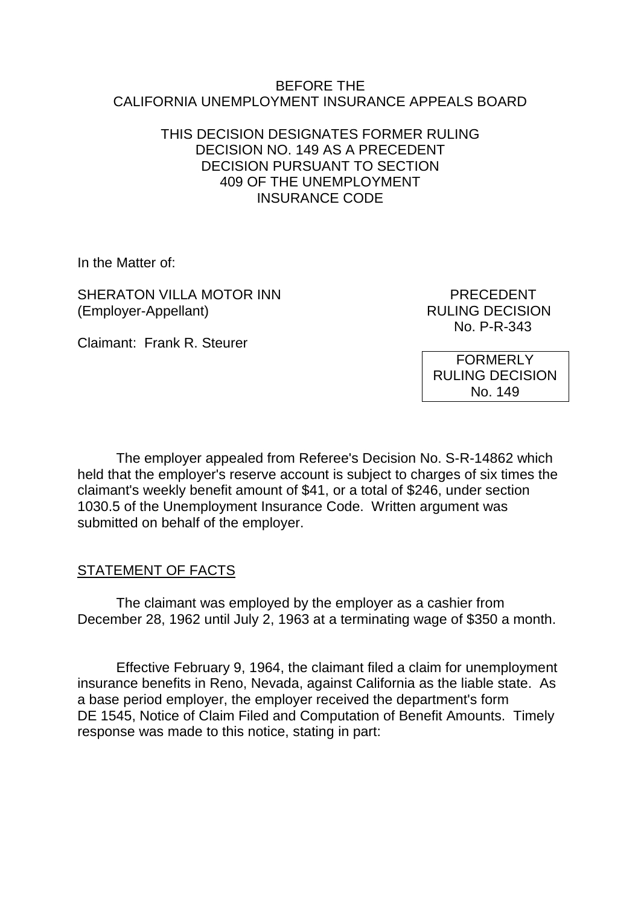BEFORE THE
CALIFORNIA UNEMPLOYMENT INSURANCE APPEALS BOARD

THIS DECISION DESIGNATES FORMER RULING DECISION NO. 149 AS A PRECEDENT DECISION PURSUANT TO SECTION 409 OF THE UNEMPLOYMENT INSURANCE CODE

In the Matter of:

SHERATON VILLA MOTOR INN
(Employer-Appellant)

Claimant: Frank R. Steurer

PRECEDENT
RULING DECISION
No. P-R-343

FORMERLY
RULING DECISION
No. 149

The employer appealed from Referee's Decision No. S-R-14862 which held that the employer's reserve account is subject to charges of six times the claimant's weekly benefit amount of $41, or a total of $246, under section 1030.5 of the Unemployment Insurance Code. Written argument was submitted on behalf of the employer.

## STATEMENT OF FACTS

The claimant was employed by the employer as a cashier from December 28, 1962 until July 2, 1963 at a terminating wage of $350 a month.

Effective February 9, 1964, the claimant filed a claim for unemployment insurance benefits in Reno, Nevada, against California as the liable state. As a base period employer, the employer received the department's form DE 1545, Notice of Claim Filed and Computation of Benefit Amounts. Timely response was made to this notice, stating in part: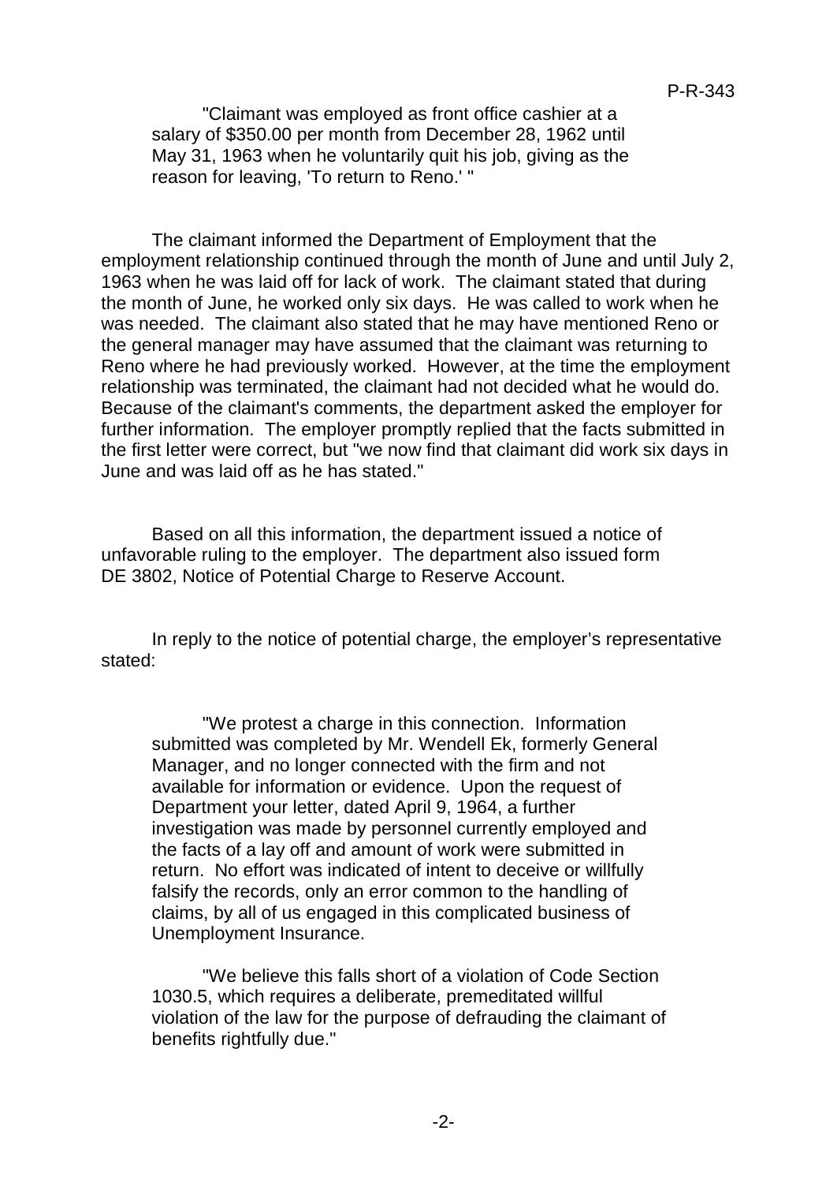> "Claimant was employed as front office cashier at a salary of $350.00 per month from December 28, 1962 until May 31, 1963 when he voluntarily quit his job, giving as the reason for leaving, 'To return to Reno.' "

The claimant informed the Department of Employment that the employment relationship continued through the month of June and until July 2, 1963 when he was laid off for lack of work. The claimant stated that during the month of June, he worked only six days. He was called to work when he was needed. The claimant also stated that he may have mentioned Reno or the general manager may have assumed that the claimant was returning to Reno where he had previously worked. However, at the time the employment relationship was terminated, the claimant had not decided what he would do. Because of the claimant's comments, the department asked the employer for further information. The employer promptly replied that the facts submitted in the first letter were correct, but "we now find that claimant did work six days in June and was laid off as he has stated."

Based on all this information, the department issued a notice of unfavorable ruling to the employer. The department also issued form DE 3802, Notice of Potential Charge to Reserve Account.

In reply to the notice of potential charge, the employer's representative stated:

> "We protest a charge in this connection. Information submitted was completed by Mr. Wendell Ek, formerly General Manager, and no longer connected with the firm and not available for information or evidence. Upon the request of Department your letter, dated April 9, 1964, a further investigation was made by personnel currently employed and the facts of a lay off and amount of work were submitted in return. No effort was indicated of intent to deceive or willfully falsify the records, only an error common to the handling of claims, by all of us engaged in this complicated business of Unemployment Insurance.
>
> "We believe this falls short of a violation of Code Section 1030.5, which requires a deliberate, premeditated willful violation of the law for the purpose of defrauding the claimant of benefits rightfully due."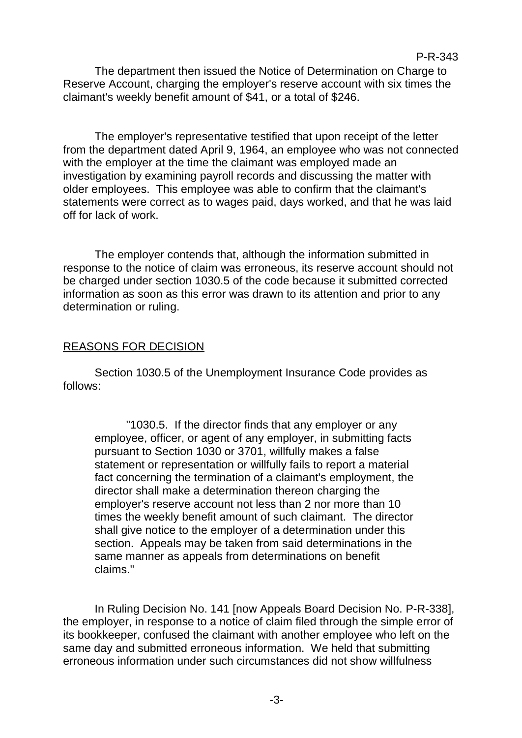The department then issued the Notice of Determination on Charge to Reserve Account, charging the employer's reserve account with six times the claimant's weekly benefit amount of $41, or a total of $246.

The employer's representative testified that upon receipt of the letter from the department dated April 9, 1964, an employee who was not connected with the employer at the time the claimant was employed made an investigation by examining payroll records and discussing the matter with older employees. This employee was able to confirm that the claimant's statements were correct as to wages paid, days worked, and that he was laid off for lack of work.

The employer contends that, although the information submitted in response to the notice of claim was erroneous, its reserve account should not be charged under section 1030.5 of the code because it submitted corrected information as soon as this error was drawn to its attention and prior to any determination or ruling.

## REASONS FOR DECISION

Section 1030.5 of the Unemployment Insurance Code provides as follows:

> "1030.5. If the director finds that any employer or any employee, officer, or agent of any employer, in submitting facts pursuant to Section 1030 or 3701, willfully makes a false statement or representation or willfully fails to report a material fact concerning the termination of a claimant's employment, the director shall make a determination thereon charging the employer's reserve account not less than 2 nor more than 10 times the weekly benefit amount of such claimant. The director shall give notice to the employer of a determination under this section. Appeals may be taken from said determinations in the same manner as appeals from determinations on benefit claims."

In Ruling Decision No. 141 [now Appeals Board Decision No. P-R-338], the employer, in response to a notice of claim filed through the simple error of its bookkeeper, confused the claimant with another employee who left on the same day and submitted erroneous information. We held that submitting erroneous information under such circumstances did not show willfulness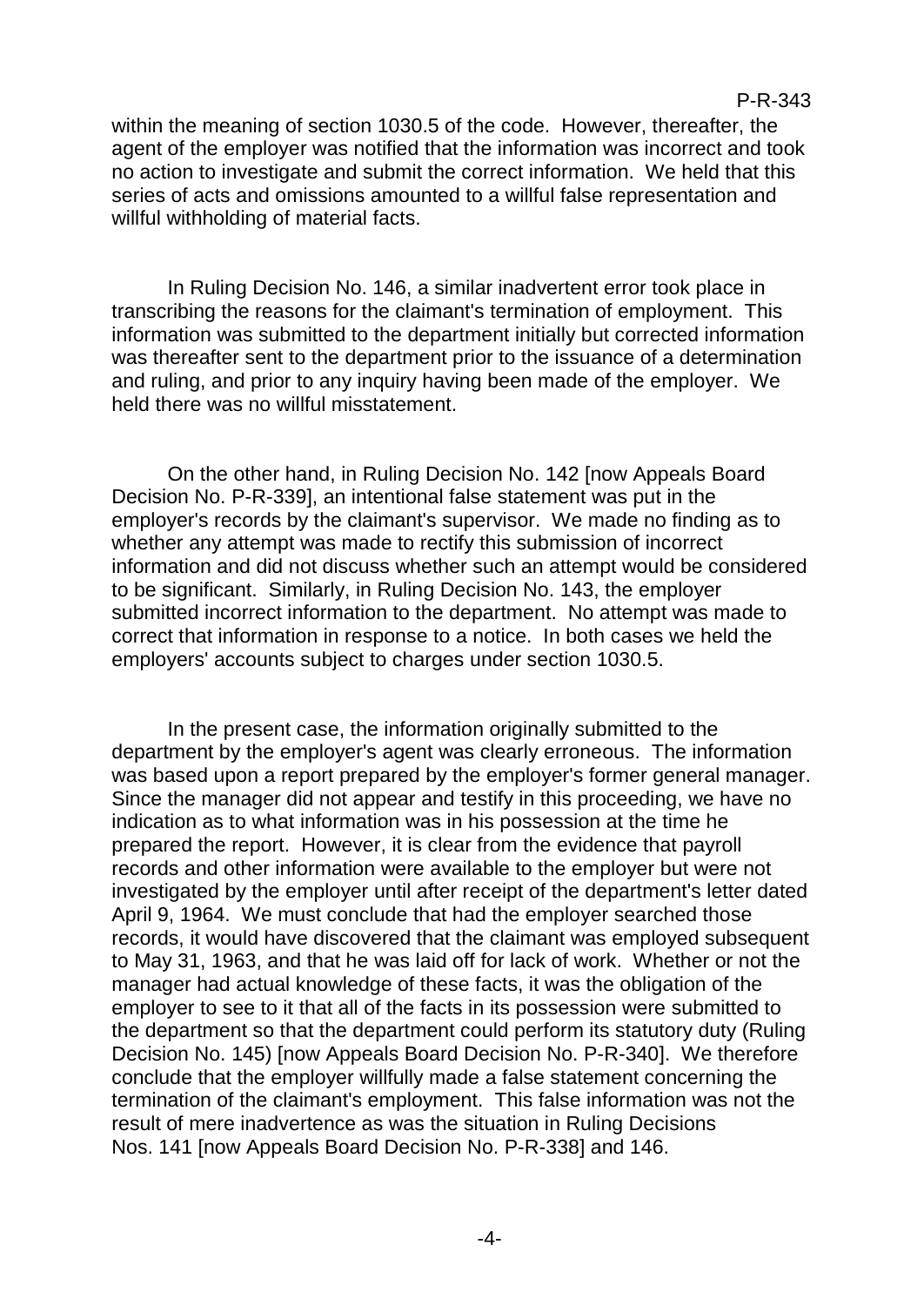within the meaning of section 1030.5 of the code. However, thereafter, the agent of the employer was notified that the information was incorrect and took no action to investigate and submit the correct information. We held that this series of acts and omissions amounted to a willful false representation and willful withholding of material facts.

In Ruling Decision No. 146, a similar inadvertent error took place in transcribing the reasons for the claimant's termination of employment. This information was submitted to the department initially but corrected information was thereafter sent to the department prior to the issuance of a determination and ruling, and prior to any inquiry having been made of the employer. We held there was no willful misstatement.

On the other hand, in Ruling Decision No. 142 [now Appeals Board Decision No. P-R-339], an intentional false statement was put in the employer's records by the claimant's supervisor. We made no finding as to whether any attempt was made to rectify this submission of incorrect information and did not discuss whether such an attempt would be considered to be significant. Similarly, in Ruling Decision No. 143, the employer submitted incorrect information to the department. No attempt was made to correct that information in response to a notice. In both cases we held the employers' accounts subject to charges under section 1030.5.

In the present case, the information originally submitted to the department by the employer's agent was clearly erroneous. The information was based upon a report prepared by the employer's former general manager. Since the manager did not appear and testify in this proceeding, we have no indication as to what information was in his possession at the time he prepared the report. However, it is clear from the evidence that payroll records and other information were available to the employer but were not investigated by the employer until after receipt of the department's letter dated April 9, 1964. We must conclude that had the employer searched those records, it would have discovered that the claimant was employed subsequent to May 31, 1963, and that he was laid off for lack of work. Whether or not the manager had actual knowledge of these facts, it was the obligation of the employer to see to it that all of the facts in its possession were submitted to the department so that the department could perform its statutory duty (Ruling Decision No. 145) [now Appeals Board Decision No. P-R-340]. We therefore conclude that the employer willfully made a false statement concerning the termination of the claimant's employment. This false information was not the result of mere inadvertence as was the situation in Ruling Decisions Nos. 141 [now Appeals Board Decision No. P-R-338] and 146.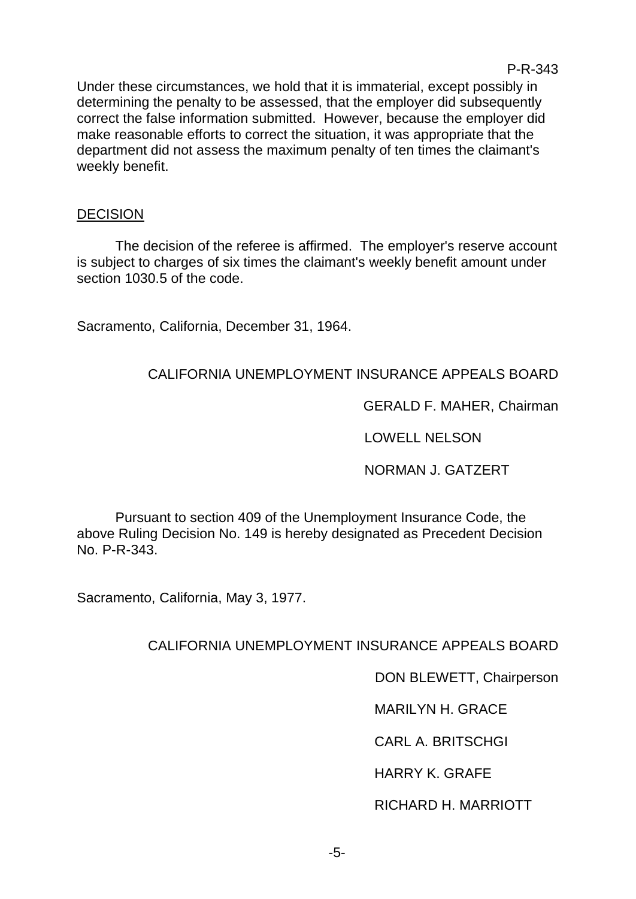Under these circumstances, we hold that it is immaterial, except possibly in determining the penalty to be assessed, that the employer did subsequently correct the false information submitted. However, because the employer did make reasonable efforts to correct the situation, it was appropriate that the department did not assess the maximum penalty of ten times the claimant's weekly benefit.

## DECISION

The decision of the referee is affirmed. The employer's reserve account is subject to charges of six times the claimant's weekly benefit amount under section 1030.5 of the code.

Sacramento, California, December 31, 1964.

CALIFORNIA UNEMPLOYMENT INSURANCE APPEALS BOARD

GERALD F. MAHER, Chairman

LOWELL NELSON

NORMAN J. GATZERT

Pursuant to section 409 of the Unemployment Insurance Code, the above Ruling Decision No. 149 is hereby designated as Precedent Decision No. P-R-343.

Sacramento, California, May 3, 1977.

CALIFORNIA UNEMPLOYMENT INSURANCE APPEALS BOARD

DON BLEWETT, Chairperson

MARILYN H. GRACE

CARL A. BRITSCHGI

HARRY K. GRAFE

RICHARD H. MARRIOTT